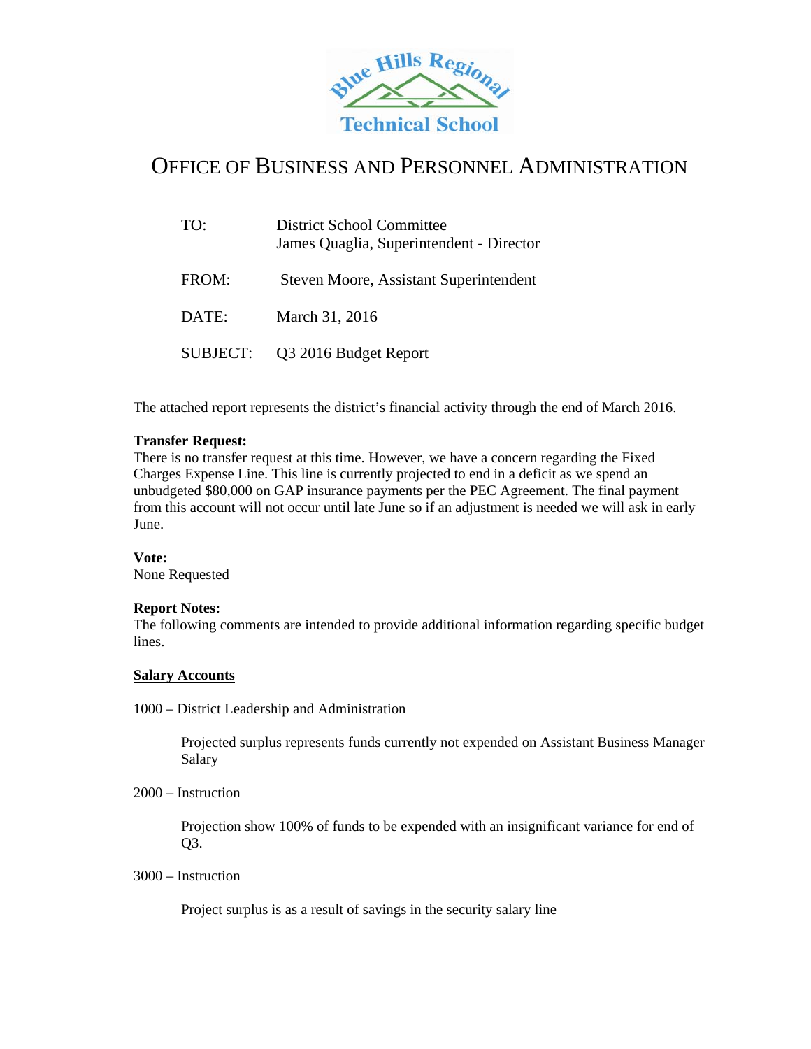Blue Hills Regional Technical School

# Office of Business and Personnel Administration

| | |
|---|---|
| TO: | District School Committee<br>James Quaglia, Superintendent - Director |
| FROM: | Steven Moore, Assistant Superintendent |
| DATE: | March 31, 2016 |
| SUBJECT: | Q3 2016 Budget Report |

The attached report represents the district's financial activity through the end of March 2016.

**Transfer Request:**
There is no transfer request at this time. However, we have a concern regarding the Fixed Charges Expense Line. This line is currently projected to end in a deficit as we spend an unbudgeted $80,000 on GAP insurance payments per the PEC Agreement. The final payment from this account will not occur until late June so if an adjustment is needed we will ask in early June.

**Vote:**
None Requested

**Report Notes:**
The following comments are intended to provide additional information regarding specific budget lines.

**Salary Accounts**

1000 – District Leadership and Administration

> Projected surplus represents funds currently not expended on Assistant Business Manager Salary

2000 – Instruction

> Projection show 100% of funds to be expended with an insignificant variance for end of Q3.

3000 – Instruction

> Project surplus is as a result of savings in the security salary line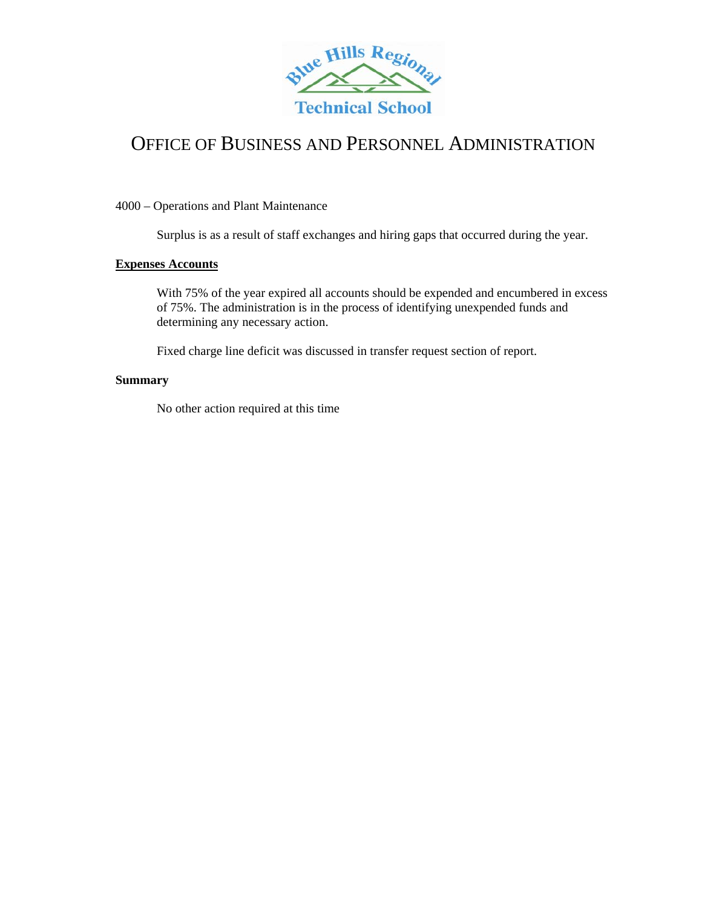# OFFICE OF BUSINESS AND PERSONNEL ADMINISTRATION

4000 – Operations and Plant Maintenance

Surplus is as a result of staff exchanges and hiring gaps that occurred during the year.

**Expenses Accounts**

With 75% of the year expired all accounts should be expended and encumbered in excess of 75%. The administration is in the process of identifying unexpended funds and determining any necessary action.

Fixed charge line deficit was discussed in transfer request section of report.

**Summary**

No other action required at this time